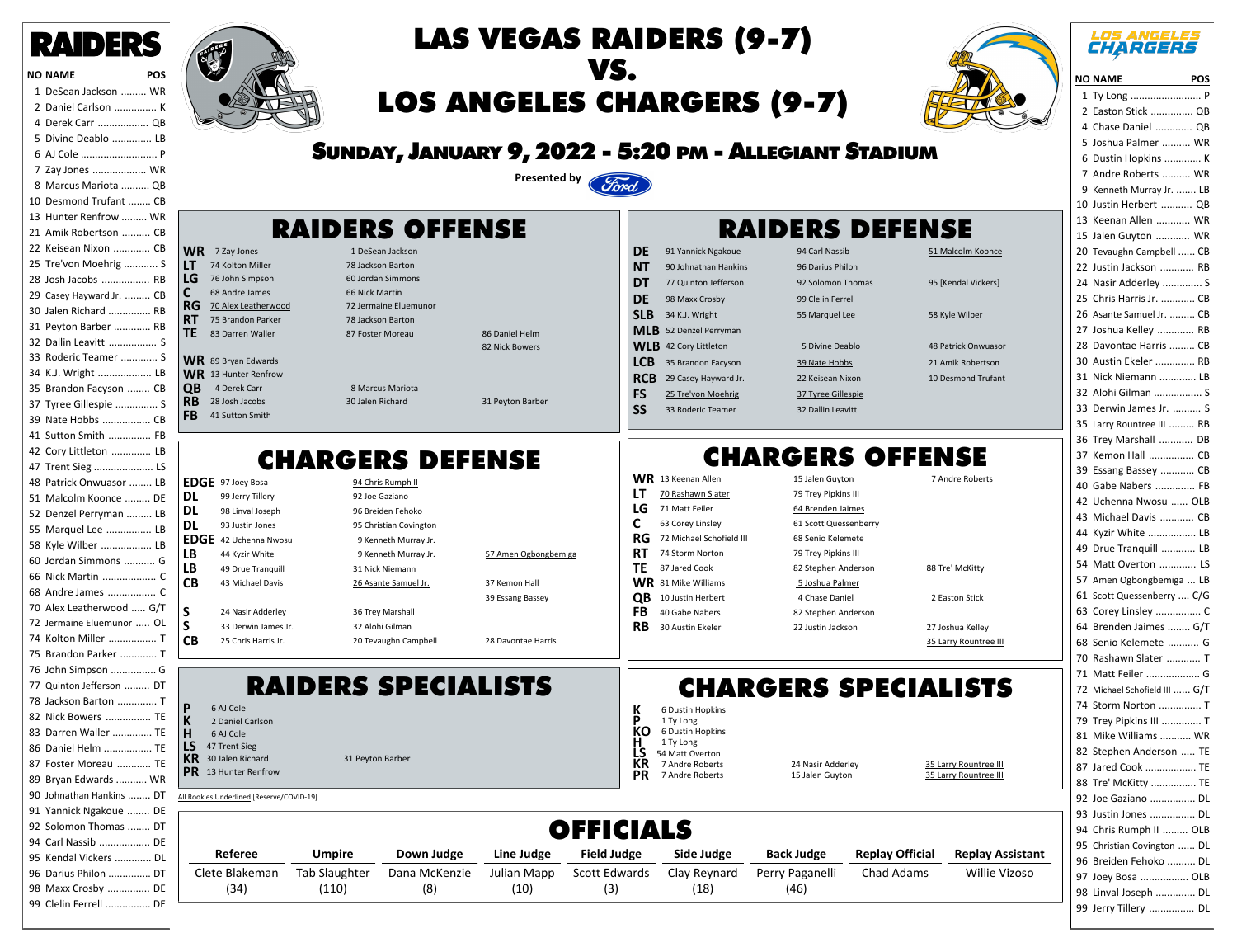# LAS VEGAS RAIDERS (9-7) VS. LOS ANGELES CHARGERS (9-7)

## SUNDAY, JANUARY 9, 2022 - 5:20 PM - ALLEGIANT STADIUM

Presented by Ford

## RAIDERS

| NO | NAME | POS |
|---|---|---|
| 1 | DeSean Jackson | WR |
| 2 | Daniel Carlson | K |
| 4 | Derek Carr | QB |
| 5 | Divine Deablo | LB |
| 6 | AJ Cole | P |
| 7 | Zay Jones | WR |
| 8 | Marcus Mariota | QB |
| 10 | Desmond Trufant | CB |
| 13 | Hunter Renfrow | WR |
| 21 | Amik Robertson | CB |
| 22 | Keisean Nixon | CB |
| 25 | Tre'von Moehrig | S |
| 28 | Josh Jacobs | RB |
| 29 | Casey Hayward Jr. | CB |
| 30 | Jalen Richard | RB |
| 31 | Peyton Barber | RB |
| 32 | Dallin Leavitt | S |
| 33 | Roderic Teamer | S |
| 34 | K.J. Wright | LB |
| 35 | Brandon Facyson | CB |
| 37 | Tyree Gillespie | S |
| 39 | Nate Hobbs | CB |
| 41 | Sutton Smith | FB |
| 42 | Cory Littleton | LB |
| 47 | Trent Sieg | LS |
| 48 | Patrick Onwuasor | LB |
| 51 | Malcolm Koonce | DE |
| 52 | Denzel Perryman | LB |
| 55 | Marquel Lee | LB |
| 58 | Kyle Wilber | LB |
| 60 | Jordan Simmons | G |
| 66 | Nick Martin | C |
| 68 | Andre James | C |
| 70 | Alex Leatherwood | G/T |
| 72 | Jermaine Eluemunor | OL |
| 74 | Kolton Miller | T |
| 75 | Brandon Parker | T |
| 76 | John Simpson | G |
| 77 | Quinton Jefferson | DT |
| 78 | Jackson Barton | T |
| 82 | Nick Bowers | TE |
| 83 | Darren Waller | TE |
| 86 | Daniel Helm | TE |
| 87 | Foster Moreau | TE |
| 89 | Bryan Edwards | WR |
| 90 | Johnathan Hankins | DT |
| 91 | Yannick Ngakoue | DE |
| 92 | Solomon Thomas | DT |
| 94 | Carl Nassib | DE |
| 95 | Kendal Vickers | DL |
| 96 | Darius Philon | DT |
| 98 | Maxx Crosby | DE |
| 99 | Clelin Ferrell | DE |

## RAIDERS OFFENSE

| POS | | | |
|---|---|---|---|
| WR | 7 Zay Jones | 1 DeSean Jackson | |
| LT | 74 Kolton Miller | 78 Jackson Barton | |
| LG | 76 John Simpson | 60 Jordan Simmons | |
| C | 68 Andre James | 66 Nick Martin | |
| RG | 70 Alex Leatherwood | 72 Jermaine Eluemunor | |
| RT | 75 Brandon Parker | 78 Jackson Barton | |
| TE | 83 Darren Waller | 87 Foster Moreau | 86 Daniel Helm<br>82 Nick Bowers |
| WR | 89 Bryan Edwards | | |
| WR | 13 Hunter Renfrow | | |
| QB | 4 Derek Carr | 8 Marcus Mariota | |
| RB | 28 Josh Jacobs | 30 Jalen Richard | 31 Peyton Barber |
| FB | 41 Sutton Smith | | |

## RAIDERS DEFENSE

| POS | | | |
|---|---|---|---|
| DE | 91 Yannick Ngakoue | 94 Carl Nassib | 51 Malcolm Koonce |
| NT | 90 Johnathan Hankins | 96 Darius Philon | |
| DT | 77 Quinton Jefferson | 92 Solomon Thomas | 95 [Kendal Vickers] |
| DE | 98 Maxx Crosby | 99 Clelin Ferrell | |
| SLB | 34 K.J. Wright | 55 Marquel Lee | 58 Kyle Wilber |
| MLB | 52 Denzel Perryman | | |
| WLB | 42 Cory Littleton | 5 Divine Deablo | 48 Patrick Onwuasor |
| LCB | 35 Brandon Facyson | 39 Nate Hobbs | 21 Amik Robertson |
| RCB | 29 Casey Hayward Jr. | 22 Keisean Nixon | 10 Desmond Trufant |
| FS | 25 Tre'von Moehrig | 37 Tyree Gillespie | |
| SS | 33 Roderic Teamer | 32 Dallin Leavitt | |

## CHARGERS DEFENSE

| POS | | | |
|---|---|---|---|
| EDGE | 97 Joey Bosa | 94 Chris Rumph II | |
| DL | 99 Jerry Tillery | 92 Joe Gaziano | |
| DL | 98 Linval Joseph | 96 Breiden Fehoko | |
| DL | 93 Justin Jones | 95 Christian Covington | |
| EDGE | 42 Uchenna Nwosu | 9 Kenneth Murray Jr. | |
| LB | 44 Kyzir White | 9 Kenneth Murray Jr. | 57 Amen Ogbongbemiga |
| LB | 49 Drue Tranquill | 31 Nick Niemann | |
| CB | 43 Michael Davis | 26 Asante Samuel Jr. | 37 Kemon Hall<br>39 Essang Bassey |
| S | 24 Nasir Adderley | 36 Trey Marshall | |
| S | 33 Derwin James Jr. | 32 Alohi Gilman | |
| CB | 25 Chris Harris Jr. | 20 Tevaughn Campbell | 28 Davontae Harris |

## CHARGERS OFFENSE

| POS | | | |
|---|---|---|---|
| WR | 13 Keenan Allen | 15 Jalen Guyton | 7 Andre Roberts |
| LT | 70 Rashawn Slater | 79 Trey Pipkins III | |
| LG | 71 Matt Feiler | 64 Brenden Jaimes | |
| C | 63 Corey Linsley | 61 Scott Quessenberry | |
| RG | 72 Michael Schofield III | 68 Senio Kelemete | |
| RT | 74 Storm Norton | 79 Trey Pipkins III | |
| TE | 87 Jared Cook | 82 Stephen Anderson | 88 Tre' McKitty |
| WR | 81 Mike Williams | 5 Joshua Palmer | |
| QB | 10 Justin Herbert | 4 Chase Daniel | 2 Easton Stick |
| FB | 40 Gabe Nabers | 82 Stephen Anderson | |
| RB | 30 Austin Ekeler | 22 Justin Jackson | 27 Joshua Kelley<br>35 Larry Rountree III |

## RAIDERS SPECIALISTS

| POS | | |
|---|---|---|
| P | 6 AJ Cole | |
| K | 2 Daniel Carlson | |
| H | 6 AJ Cole | |
| LS | 47 Trent Sieg | |
| KR | 30 Jalen Richard | 31 Peyton Barber |
| PR | 13 Hunter Renfrow | |

All Rookies Underlined [Reserve/COVID-19]

## CHARGERS SPECIALISTS

| POS | | | |
|---|---|---|---|
| K | 6 Dustin Hopkins | | |
| P | 1 Ty Long | | |
| KO | 6 Dustin Hopkins | | |
| H | 1 Ty Long | | |
| LS | 54 Matt Overton | | |
| KR | 7 Andre Roberts | 24 Nasir Adderley | 35 Larry Rountree III |
| PR | 7 Andre Roberts | 15 Jalen Guyton | 35 Larry Rountree III |

## OFFICIALS

| Referee | Umpire | Down Judge | Line Judge | Field Judge | Side Judge | Back Judge | Replay Official | Replay Assistant |
|---|---|---|---|---|---|---|---|---|
| Clete Blakeman (34) | Tab Slaughter (110) | Dana McKenzie (8) | Julian Mapp (10) | Scott Edwards (3) | Clay Reynard (18) | Perry Paganelli (46) | Chad Adams | Willie Vizoso |

## LOS ANGELES CHARGERS

| NO | NAME | POS |
|---|---|---|
| 1 | Ty Long | P |
| 2 | Easton Stick | QB |
| 4 | Chase Daniel | QB |
| 5 | Joshua Palmer | WR |
| 6 | Dustin Hopkins | K |
| 7 | Andre Roberts | WR |
| 9 | Kenneth Murray Jr. | LB |
| 10 | Justin Herbert | QB |
| 13 | Keenan Allen | WR |
| 15 | Jalen Guyton | WR |
| 20 | Tevaughn Campbell | CB |
| 22 | Justin Jackson | RB |
| 24 | Nasir Adderley | S |
| 25 | Chris Harris Jr. | CB |
| 26 | Asante Samuel Jr. | CB |
| 27 | Joshua Kelley | RB |
| 28 | Davontae Harris | CB |
| 30 | Austin Ekeler | RB |
| 31 | Nick Niemann | LB |
| 32 | Alohi Gilman | S |
| 33 | Derwin James Jr. | S |
| 35 | Larry Rountree III | RB |
| 36 | Trey Marshall | DB |
| 37 | Kemon Hall | CB |
| 39 | Essang Bassey | CB |
| 40 | Gabe Nabers | FB |
| 42 | Uchenna Nwosu | OLB |
| 43 | Michael Davis | CB |
| 44 | Kyzir White | LB |
| 49 | Drue Tranquill | LB |
| 54 | Matt Overton | LS |
| 57 | Amen Ogbongbemiga | LB |
| 61 | Scott Quessenberry | C/G |
| 63 | Corey Linsley | C |
| 64 | Brenden Jaimes | G/T |
| 68 | Senio Kelemete | G |
| 70 | Rashawn Slater | T |
| 71 | Matt Feiler | G |
| 72 | Michael Schofield III | G/T |
| 74 | Storm Norton | T |
| 79 | Trey Pipkins III | T |
| 81 | Mike Williams | WR |
| 82 | Stephen Anderson | TE |
| 87 | Jared Cook | TE |
| 88 | Tre' McKitty | TE |
| 92 | Joe Gaziano | DL |
| 93 | Justin Jones | DL |
| 94 | Chris Rumph II | OLB |
| 95 | Christian Covington | DL |
| 96 | Breiden Fehoko | DL |
| 97 | Joey Bosa | OLB |
| 98 | Linval Joseph | DL |
| 99 | Jerry Tillery | DL |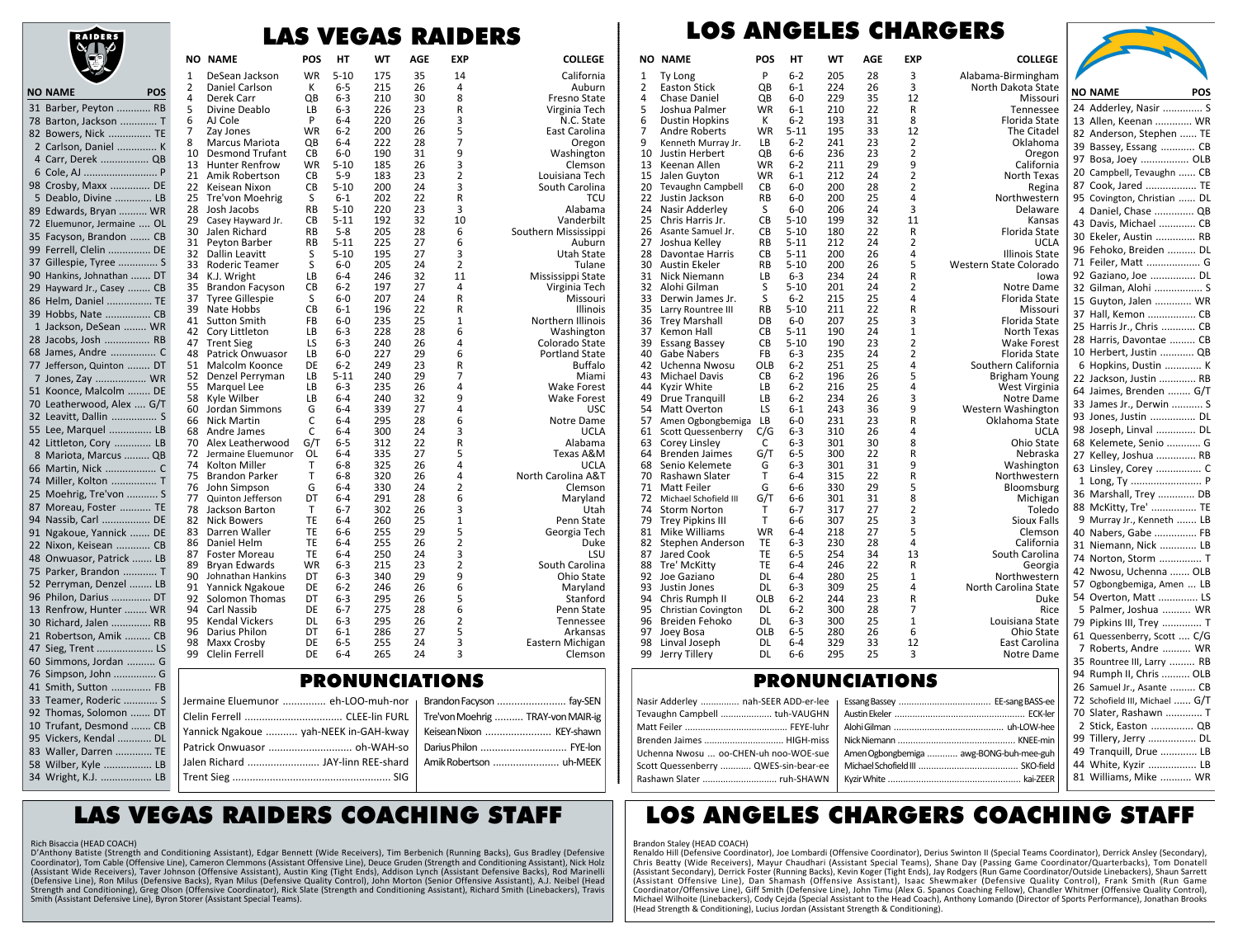# LAS VEGAS RAIDERS

| NO | NAME | POS | HT | WT | AGE | EXP | COLLEGE |
|---|---|---|---|---|---|---|---|
| 1 | DeSean Jackson | WR | 5-10 | 175 | 35 | 14 | California |
| 2 | Daniel Carlson | K | 6-5 | 215 | 26 | 4 | Auburn |
| 4 | Derek Carr | QB | 6-3 | 210 | 30 | 8 | Fresno State |
| 5 | Divine Deablo | LB | 6-3 | 226 | 23 | R | Virginia Tech |
| 6 | AJ Cole | P | 6-4 | 220 | 26 | 3 | N.C. State |
| 7 | Zay Jones | WR | 6-2 | 200 | 26 | 5 | East Carolina |
| 8 | Marcus Mariota | QB | 6-4 | 222 | 28 | 7 | Oregon |
| 10 | Desmond Trufant | CB | 6-0 | 190 | 31 | 9 | Washington |
| 13 | Hunter Renfrow | WR | 5-10 | 185 | 26 | 3 | Clemson |
| 21 | Amik Robertson | CB | 5-9 | 183 | 23 | 2 | Louisiana Tech |
| 22 | Keisean Nixon | CB | 5-10 | 200 | 24 | 3 | South Carolina |
| 25 | Tre'von Moehrig | S | 6-1 | 202 | 22 | R | TCU |
| 28 | Josh Jacobs | RB | 5-10 | 220 | 23 | 3 | Alabama |
| 29 | Casey Hayward Jr. | CB | 5-11 | 192 | 32 | 10 | Vanderbilt |
| 30 | Jalen Richard | RB | 5-8 | 208 | 28 | 6 | Southern Mississippi |
| 31 | Peyton Barber | RB | 5-11 | 225 | 27 | 6 | Auburn |
| 32 | Dallin Leavitt | S | 5-10 | 195 | 27 | 3 | Utah State |
| 33 | Roderic Teamer | S | 6-0 | 205 | 24 | 2 | Tulane |
| 34 | K.J. Wright | LB | 6-4 | 246 | 32 | 11 | Mississippi State |
| 35 | Brandon Facyson | CB | 6-2 | 197 | 27 | 4 | Virginia Tech |
| 37 | Tyree Gillespie | S | 6-0 | 207 | 24 | R | Missouri |
| 39 | Nate Hobbs | CB | 6-1 | 196 | 22 | R | Illinois |
| 41 | Sutton Smith | FB | 6-0 | 235 | 25 | 1 | Northern Illinois |
| 42 | Cory Littleton | LB | 6-3 | 228 | 28 | 6 | Washington |
| 47 | Trent Sieg | LS | 6-3 | 240 | 26 | 4 | Colorado State |
| 48 | Patrick Onwuasor | LB | 6-0 | 227 | 29 | 6 | Portland State |
| 51 | Malcolm Koonce | DE | 6-2 | 249 | 23 | R | Buffalo |
| 52 | Denzel Perryman | LB | 5-11 | 240 | 29 | 7 | Miami |
| 55 | Marquel Lee | LB | 6-3 | 235 | 26 | 4 | Wake Forest |
| 58 | Kyle Wilber | LB | 6-4 | 240 | 32 | 9 | Wake Forest |
| 60 | Jordan Simmons | G | 6-4 | 339 | 27 | 4 | USC |
| 66 | Nick Martin | C | 6-4 | 295 | 28 | 6 | Notre Dame |
| 68 | Andre James | C | 6-4 | 300 | 24 | 3 | UCLA |
| 70 | Alex Leatherwood | G/T | 6-5 | 312 | 22 | R | Alabama |
| 72 | Jermaine Eluemunor | OL | 6-4 | 335 | 27 | 5 | Texas A&M |
| 74 | Kolton Miller | T | 6-8 | 325 | 26 | 4 | UCLA |
| 75 | Brandon Parker | T | 6-8 | 320 | 26 | 4 | North Carolina A&T |
| 76 | John Simpson | G | 6-4 | 330 | 24 | 2 | Clemson |
| 77 | Quinton Jefferson | DT | 6-4 | 291 | 28 | 6 | Maryland |
| 78 | Jackson Barton | T | 6-7 | 302 | 26 | 3 | Utah |
| 82 | Nick Bowers | TE | 6-4 | 260 | 25 | 1 | Penn State |
| 83 | Darren Waller | TE | 6-6 | 255 | 29 | 5 | Georgia Tech |
| 86 | Daniel Helm | TE | 6-4 | 255 | 26 | 2 | Duke |
| 87 | Foster Moreau | TE | 6-4 | 250 | 24 | 3 | LSU |
| 89 | Bryan Edwards | WR | 6-3 | 215 | 23 | 2 | South Carolina |
| 90 | Johnathan Hankins | DT | 6-3 | 340 | 29 | 9 | Ohio State |
| 91 | Yannick Ngakoue | DE | 6-2 | 246 | 26 | 6 | Maryland |
| 92 | Solomon Thomas | DT | 6-3 | 295 | 26 | 5 | Stanford |
| 94 | Carl Nassib | DE | 6-7 | 275 | 28 | 6 | Penn State |
| 95 | Kendal Vickers | DL | 6-3 | 295 | 26 | 2 | Tennessee |
| 96 | Darius Philon | DT | 6-1 | 286 | 27 | 5 | Arkansas |
| 98 | Maxx Crosby | DE | 6-5 | 255 | 24 | 3 | Eastern Michigan |
| 99 | Clelin Ferrell | DE | 6-4 | 265 | 24 | 3 | Clemson |

| NO | NAME | POS |
|---|---|---|
| 31 | Barber, Peyton | RB |
| 78 | Barton, Jackson | T |
| 82 | Bowers, Nick | TE |
| 2 | Carlson, Daniel | K |
| 4 | Carr, Derek | QB |
| 6 | Cole, AJ | P |
| 98 | Crosby, Maxx | DE |
| 5 | Deablo, Divine | LB |
| 89 | Edwards, Bryan | WR |
| 72 | Eluemunor, Jermaine | OL |
| 35 | Facyson, Brandon | CB |
| 99 | Ferrell, Clelin | DE |
| 37 | Gillespie, Tyree | S |
| 90 | Hankins, Johnathan | DT |
| 29 | Hayward Jr., Casey | CB |
| 86 | Helm, Daniel | TE |
| 39 | Hobbs, Nate | CB |
| 1 | Jackson, DeSean | WR |
| 28 | Jacobs, Josh | RB |
| 68 | James, Andre | C |
| 77 | Jefferson, Quinton | DT |
| 7 | Jones, Zay | WR |
| 51 | Koonce, Malcolm | DE |
| 70 | Leatherwood, Alex | G/T |
| 32 | Leavitt, Dallin | S |
| 55 | Lee, Marquel | LB |
| 42 | Littleton, Cory | LB |
| 8 | Mariota, Marcus | QB |
| 66 | Martin, Nick | C |
| 74 | Miller, Kolton | T |
| 25 | Moehrig, Tre'von | S |
| 87 | Moreau, Foster | TE |
| 94 | Nassib, Carl | DE |
| 91 | Ngakoue, Yannick | DE |
| 22 | Nixon, Keisean | CB |
| 48 | Onwuasor, Patrick | LB |
| 75 | Parker, Brandon | T |
| 52 | Perryman, Denzel | LB |
| 96 | Philon, Darius | DT |
| 13 | Renfrow, Hunter | WR |
| 30 | Richard, Jalen | RB |
| 21 | Robertson, Amik | CB |
| 47 | Sieg, Trent | LS |
| 60 | Simmons, Jordan | G |
| 76 | Simpson, John | G |
| 41 | Smith, Sutton | FB |
| 33 | Teamer, Roderic | S |
| 92 | Thomas, Solomon | DT |
| 10 | Trufant, Desmond | CB |
| 95 | Vickers, Kendal | DL |
| 83 | Waller, Darren | TE |
| 58 | Wilber, Kyle | LB |
| 34 | Wright, K.J. | LB |

## PRONUNCIATIONS

- Jermaine Eluemunor ............... eh-LOO-muh-nor
- Clelin Ferrell ................................. CLEE-lin FURL
- Yannick Ngakoue ........... yah-NEEK in-GAH-kway
- Patrick Onwuasor ............................ oh-WAH-so
- Jalen Richard ......................... JAY-linn REE-shard
- Trent Sieg ....................................................... SIG
- Brandon Facyson ........................ fay-SEN
- Tre'von Moehrig .......... TRAY-von MAIR-ig
- Keisean Nixon ....................... KEY-shawn
- Darius Philon ............................. FYE-lon
- Amik Robertson ...................... uh-MEEK

# LOS ANGELES CHARGERS

| NO | NAME | POS | HT | WT | AGE | EXP | COLLEGE |
|---|---|---|---|---|---|---|---|
| 1 | Ty Long | P | 6-2 | 205 | 28 | 3 | Alabama-Birmingham |
| 2 | Easton Stick | QB | 6-1 | 224 | 26 | 3 | North Dakota State |
| 4 | Chase Daniel | QB | 6-0 | 229 | 35 | 12 | Missouri |
| 5 | Joshua Palmer | WR | 6-1 | 210 | 22 | R | Tennessee |
| 6 | Dustin Hopkins | K | 6-2 | 193 | 31 | 8 | Florida State |
| 7 | Andre Roberts | WR | 5-11 | 195 | 33 | 12 | The Citadel |
| 9 | Kenneth Murray Jr. | LB | 6-2 | 241 | 23 | 2 | Oklahoma |
| 10 | Justin Herbert | QB | 6-6 | 236 | 23 | 2 | Oregon |
| 13 | Keenan Allen | WR | 6-2 | 211 | 29 | 9 | California |
| 15 | Jalen Guyton | WR | 6-1 | 212 | 24 | 2 | North Texas |
| 20 | Tevaughn Campbell | CB | 6-0 | 200 | 28 | 2 | Regina |
| 22 | Justin Jackson | RB | 6-0 | 200 | 25 | 4 | Northwestern |
| 24 | Nasir Adderley | S | 6-0 | 206 | 24 | 3 | Delaware |
| 25 | Chris Harris Jr. | CB | 5-10 | 199 | 32 | 11 | Kansas |
| 26 | Asante Samuel Jr. | CB | 5-10 | 180 | 22 | R | Florida State |
| 27 | Joshua Kelley | RB | 5-11 | 212 | 24 | 2 | UCLA |
| 28 | Davontae Harris | CB | 5-11 | 200 | 26 | 4 | Illinois State |
| 30 | Austin Ekeler | RB | 5-10 | 200 | 26 | 5 | Western State Colorado |
| 31 | Nick Niemann | LB | 6-3 | 234 | 24 | R | Iowa |
| 32 | Alohi Gilman | S | 5-10 | 201 | 24 | 2 | Notre Dame |
| 33 | Derwin James Jr. | S | 6-2 | 215 | 25 | 4 | Florida State |
| 35 | Larry Rountree III | RB | 5-10 | 211 | 22 | R | Missouri |
| 36 | Trey Marshall | DB | 6-0 | 207 | 25 | 3 | Florida State |
| 37 | Kemon Hall | CB | 5-11 | 190 | 24 | 1 | North Texas |
| 39 | Essang Bassey | CB | 5-10 | 190 | 23 | 2 | Wake Forest |
| 40 | Gabe Nabers | FB | 6-3 | 235 | 24 | 2 | Florida State |
| 42 | Uchenna Nwosu | OLB | 6-2 | 251 | 25 | 4 | Southern California |
| 43 | Michael Davis | CB | 6-2 | 196 | 26 | 5 | Brigham Young |
| 44 | Kyzir White | LB | 6-2 | 216 | 25 | 4 | West Virginia |
| 49 | Drue Tranquill | LB | 6-2 | 234 | 26 | 3 | Notre Dame |
| 54 | Matt Overton | LS | 6-1 | 243 | 36 | 9 | Western Washington |
| 57 | Amen Ogbongbemiga | LB | 6-0 | 231 | 23 | R | Oklahoma State |
| 61 | Scott Quessenberry | C/G | 6-3 | 310 | 26 | 4 | UCLA |
| 63 | Corey Linsley | C | 6-3 | 301 | 30 | 8 | Ohio State |
| 64 | Brenden Jaimes | G/T | 6-5 | 300 | 22 | R | Nebraska |
| 68 | Senio Kelemete | G | 6-3 | 301 | 31 | 9 | Washington |
| 70 | Rashawn Slater | T | 6-4 | 315 | 22 | R | Northwestern |
| 71 | Matt Feiler | G | 6-6 | 330 | 29 | 5 | Bloomsburg |
| 72 | Michael Schofield III | G/T | 6-6 | 301 | 31 | 8 | Michigan |
| 74 | Storm Norton | T | 6-7 | 317 | 27 | 2 | Toledo |
| 79 | Trey Pipkins III | T | 6-6 | 307 | 25 | 3 | Sioux Falls |
| 81 | Mike Williams | WR | 6-4 | 218 | 27 | 5 | Clemson |
| 82 | Stephen Anderson | TE | 6-3 | 230 | 28 | 4 | California |
| 87 | Jared Cook | TE | 6-5 | 254 | 34 | 13 | South Carolina |
| 88 | Tre' McKitty | TE | 6-4 | 246 | 22 | R | Georgia |
| 92 | Joe Gaziano | DL | 6-4 | 280 | 25 | 1 | Northwestern |
| 93 | Justin Jones | DL | 6-3 | 309 | 25 | 4 | North Carolina State |
| 94 | Chris Rumph II | OLB | 6-2 | 244 | 23 | R | Duke |
| 95 | Christian Covington | DL | 6-2 | 300 | 28 | 7 | Rice |
| 96 | Breiden Fehoko | DL | 6-3 | 300 | 25 | 1 | Louisiana State |
| 97 | Joey Bosa | OLB | 6-5 | 280 | 26 | 6 | Ohio State |
| 98 | Linval Joseph | DL | 6-4 | 329 | 33 | 12 | East Carolina |
| 99 | Jerry Tillery | DL | 6-6 | 295 | 25 | 3 | Notre Dame |

| NO | NAME | POS |
|---|---|---|
| 24 | Adderley, Nasir | S |
| 13 | Allen, Keenan | WR |
| 82 | Anderson, Stephen | TE |
| 39 | Bassey, Essang | CB |
| 97 | Bosa, Joey | OLB |
| 20 | Campbell, Tevaughn | CB |
| 87 | Cook, Jared | TE |
| 95 | Covington, Christian | DL |
| 4 | Daniel, Chase | QB |
| 43 | Davis, Michael | CB |
| 30 | Ekeler, Austin | RB |
| 96 | Fehoko, Breiden | DL |
| 71 | Feiler, Matt | G |
| 92 | Gaziano, Joe | DL |
| 32 | Gilman, Alohi | S |
| 15 | Guyton, Jalen | WR |
| 37 | Hall, Kemon | CB |
| 25 | Harris Jr., Chris | CB |
| 28 | Harris, Davontae | CB |
| 10 | Herbert, Justin | QB |
| 6 | Hopkins, Dustin | K |
| 22 | Jackson, Justin | RB |
| 64 | Jaimes, Brenden | G/T |
| 33 | James Jr., Derwin | S |
| 93 | Jones, Justin | DL |
| 98 | Joseph, Linval | DL |
| 68 | Kelemete, Senio | G |
| 27 | Kelley, Joshua | RB |
| 63 | Linsley, Corey | C |
| 1 | Long, Ty | P |
| 36 | Marshall, Trey | DB |
| 88 | McKitty, Tre' | TE |
| 9 | Murray Jr., Kenneth | LB |
| 40 | Nabers, Gabe | FB |
| 31 | Niemann, Nick | LB |
| 74 | Norton, Storm | T |
| 42 | Nwosu, Uchenna | OLB |
| 57 | Ogbongbemiga, Amen | LB |
| 54 | Overton, Matt | LS |
| 5 | Palmer, Joshua | WR |
| 79 | Pipkins III, Trey | T |
| 61 | Quessenberry, Scott | C/G |
| 7 | Roberts, Andre | WR |
| 35 | Rountree III, Larry | RB |
| 94 | Rumph II, Chris | OLB |
| 26 | Samuel Jr., Asante | CB |
| 72 | Schofield III, Michael | G/T |
| 70 | Slater, Rashawn | T |
| 2 | Stick, Easton | QB |
| 99 | Tillery, Jerry | DL |
| 49 | Tranquill, Drue | LB |
| 44 | White, Kyzir | LB |
| 81 | Williams, Mike | WR |

## PRONUNCIATIONS

- Nasir Adderley .............. nah-SEER ADD-er-lee
- Tevaughn Campbell ..................... tuh-VAUGHN
- Matt Feiler ....................................... FEYE-luhr
- Brenden Jaimes .............................. HIGH-miss
- Uchenna Nwosu .... oo-CHEN-uh noo-WOE-sue
- Scott Quessenberry ........... QWES-sin-bear-ee
- Rashawn Slater ............................ ruh-SHAWN
- Essang Bassey .................................... EE-sang BASS-ee
- Austin Ekeler ................................................... ECK-ler
- Alohi Gilman ........................................... uh-LOW-hee
- Nick Niemann ................................................. KNEE-min
- Amen Ogbongbemiga ............. awg-BONG-buh-mee-guh
- Michael Schofield III ........................................ SKO-field
- Kyzir White ...................................................... kai-ZEER

# LAS VEGAS RAIDERS COACHING STAFF

Rich Bisaccia (HEAD COACH)

D'Anthony Batiste (Strength and Conditioning Assistant), Edgar Bennett (Wide Receivers), Tim Berbenich (Running Backs), Gus Bradley (Defensive Coordinator), Tom Cable (Offensive Line), Cameron Clemmons (Assistant Offensive Line), Deuce Gruden (Strength and Conditioning Assistant), Nick Holz (Assistant Wide Receivers), Taver Johnson (Offensive Assistant), Austin King (Tight Ends), Addison Lynch (Assistant Defensive Backs), Rod Marinelli (Defensive Line), Ron Milus (Defensive Backs), Ryan Milus (Defensive Quality Control), John Morton (Senior Offensive Assistant), A.J. Neibel (Head Strength and Conditioning), Greg Olson (Offensive Coordinator), Rick Slate (Strength and Conditioning Assistant), Richard Smith (Linebackers), Travis Smith (Assistant Defensive Line), Byron Storer (Assistant Special Teams).

# LOS ANGELES CHARGERS COACHING STAFF

Brandon Staley (HEAD COACH)

Renaldo Hill (Defensive Coordinator), Joe Lombardi (Offensive Coordinator), Derius Swinton II (Special Teams Coordinator), Derrick Ansley (Secondary), Chris Beatty (Wide Receivers), Mayur Chaudhari (Assistant Special Teams), Shane Day (Passing Game Coordinator/Quarterbacks), Tom Donatell (Assistant Secondary), Derrick Foster (Running Backs), Kevin Koger (Tight Ends), Jay Rodgers (Run Game Coordinator/Outside Linebackers), Shaun Sarrett (Assistant Offensive Line), Dan Shamash (Offensive Assistant), Isaac Shewmaker (Defensive Quality Control), Frank Smith (Run Game Coordinator/Offensive Line), Giff Smith (Defensive Line), John Timu (Alex G. Spanos Coaching Fellow), Chandler Whitmer (Offensive Quality Control), Michael Wilhoite (Linebackers), Cody Cejda (Special Assistant to the Head Coach), Anthony Lomando (Director of Sports Performance), Jonathan Brooks (Head Strength & Conditioning), Lucius Jordan (Assistant Strength & Conditioning).